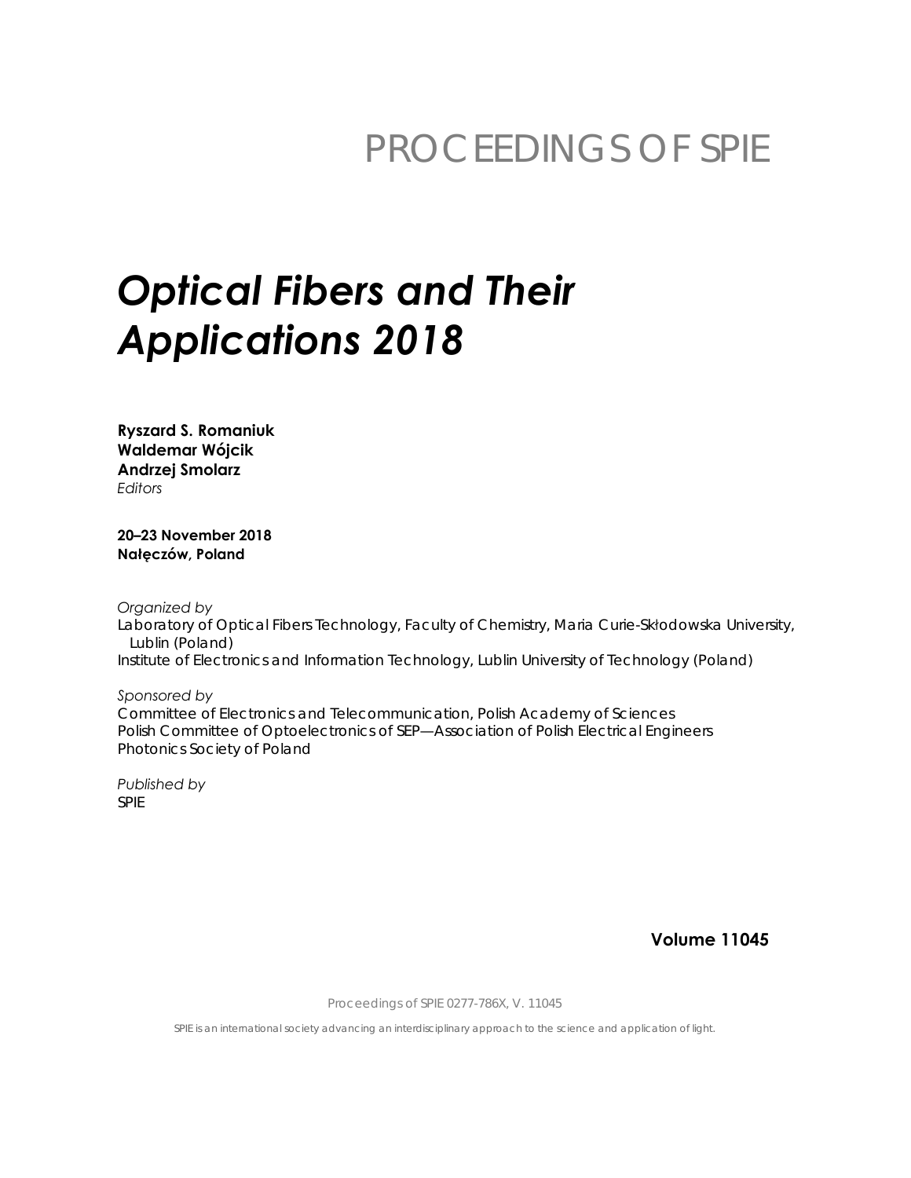# PROCEEDINGS OF SPIE

# *Optical Fibers and Their Applications 2018*

**Ryszard S. Romaniuk**
**Waldemar Wójcik**
**Andrzej Smolarz**
*Editors*

**20–23 November 2018**
**Nałęczów, Poland**

*Organized by*
Laboratory of Optical Fibers Technology, Faculty of Chemistry, Maria Curie-Skłodowska University, Lublin (Poland)
Institute of Electronics and Information Technology, Lublin University of Technology (Poland)

*Sponsored by*
Committee of Electronics and Telecommunication, Polish Academy of Sciences
Polish Committee of Optoelectronics of SEP—Association of Polish Electrical Engineers
Photonics Society of Poland

*Published by*
SPIE

**Volume 11045**

Proceedings of SPIE 0277-786X, V. 11045

SPIE is an international society advancing an interdisciplinary approach to the science and application of light.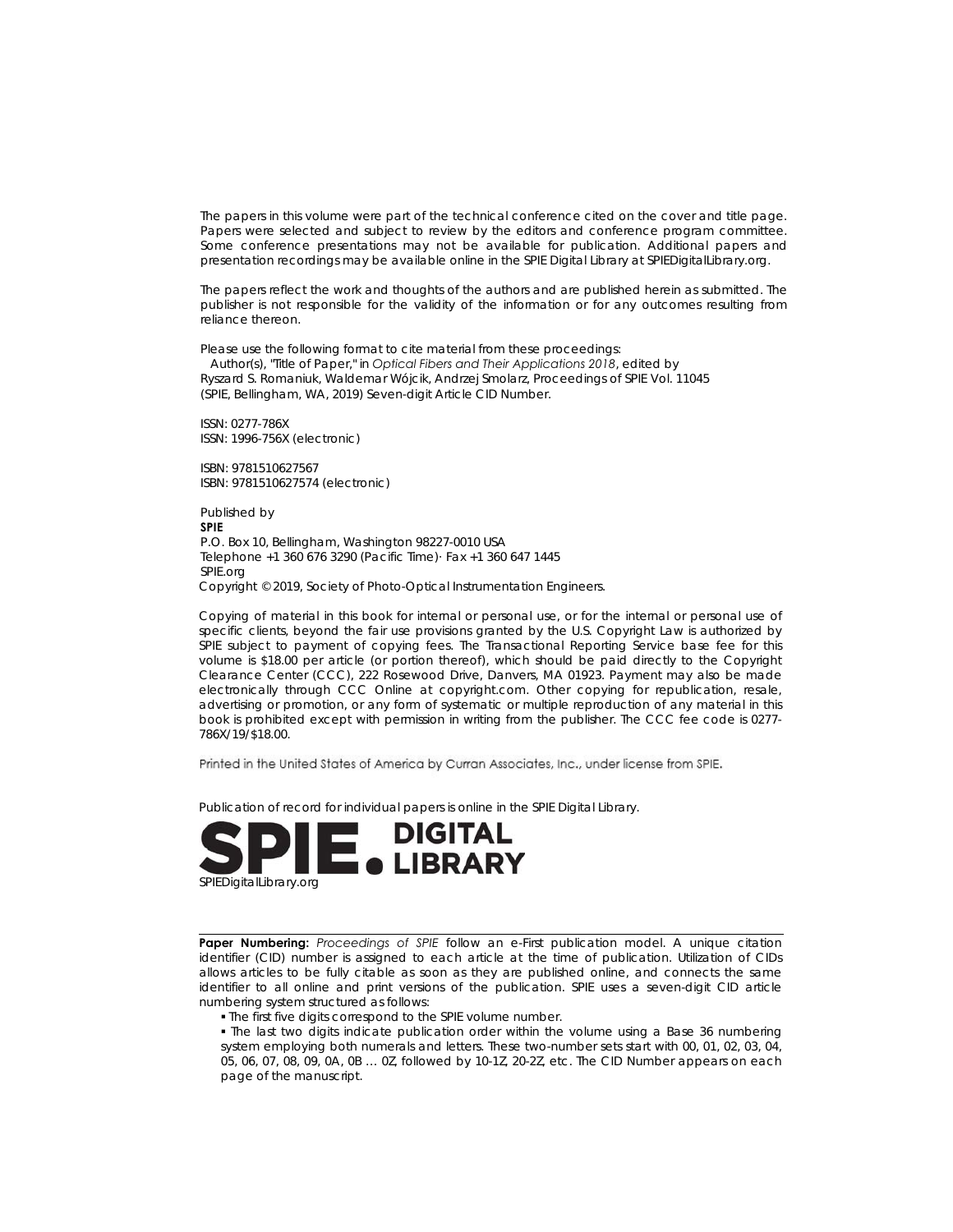The papers in this volume were part of the technical conference cited on the cover and title page. Papers were selected and subject to review by the editors and conference program committee. Some conference presentations may not be available for publication. Additional papers and presentation recordings may be available online in the SPIE Digital Library at SPIEDigitalLibrary.org.

The papers reflect the work and thoughts of the authors and are published herein as submitted. The publisher is not responsible for the validity of the information or for any outcomes resulting from reliance thereon.

Please use the following format to cite material from these proceedings:
Author(s), "Title of Paper," in *Optical Fibers and Their Applications 2018*, edited by Ryszard S. Romaniuk, Waldemar Wójcik, Andrzej Smolarz, Proceedings of SPIE Vol. 11045 (SPIE, Bellingham, WA, 2019) Seven-digit Article CID Number.

ISSN: 0277-786X
ISSN: 1996-756X (electronic)

ISBN: 9781510627567
ISBN: 9781510627574 (electronic)

Published by
**SPIE**
P.O. Box 10, Bellingham, Washington 98227-0010 USA
Telephone +1 360 676 3290 (Pacific Time)· Fax +1 360 647 1445
SPIE.org
Copyright © 2019, Society of Photo-Optical Instrumentation Engineers.

Copying of material in this book for internal or personal use, or for the internal or personal use of specific clients, beyond the fair use provisions granted by the U.S. Copyright Law is authorized by SPIE subject to payment of copying fees. The Transactional Reporting Service base fee for this volume is $18.00 per article (or portion thereof), which should be paid directly to the Copyright Clearance Center (CCC), 222 Rosewood Drive, Danvers, MA 01923. Payment may also be made electronically through CCC Online at copyright.com. Other copying for republication, resale, advertising or promotion, or any form of systematic or multiple reproduction of any material in this book is prohibited except with permission in writing from the publisher. The CCC fee code is 0277-786X/19/$18.00.

Printed in the United States of America by Curran Associates, Inc., under license from SPIE.

Publication of record for individual papers is online in the SPIE Digital Library.

SPIE. DIGITAL LIBRARY
SPIEDigitalLibrary.org

---

**Paper Numbering:** *Proceedings of SPIE* follow an e-First publication model. A unique citation identifier (CID) number is assigned to each article at the time of publication. Utilization of CIDs allows articles to be fully citable as soon as they are published online, and connects the same identifier to all online and print versions of the publication. SPIE uses a seven-digit CID article numbering system structured as follows:

- The first five digits correspond to the SPIE volume number.
- The last two digits indicate publication order within the volume using a Base 36 numbering system employing both numerals and letters. These two-number sets start with 00, 01, 02, 03, 04, 05, 06, 07, 08, 09, 0A, 0B … 0Z, followed by 10-1Z, 20-2Z, etc. The CID Number appears on each page of the manuscript.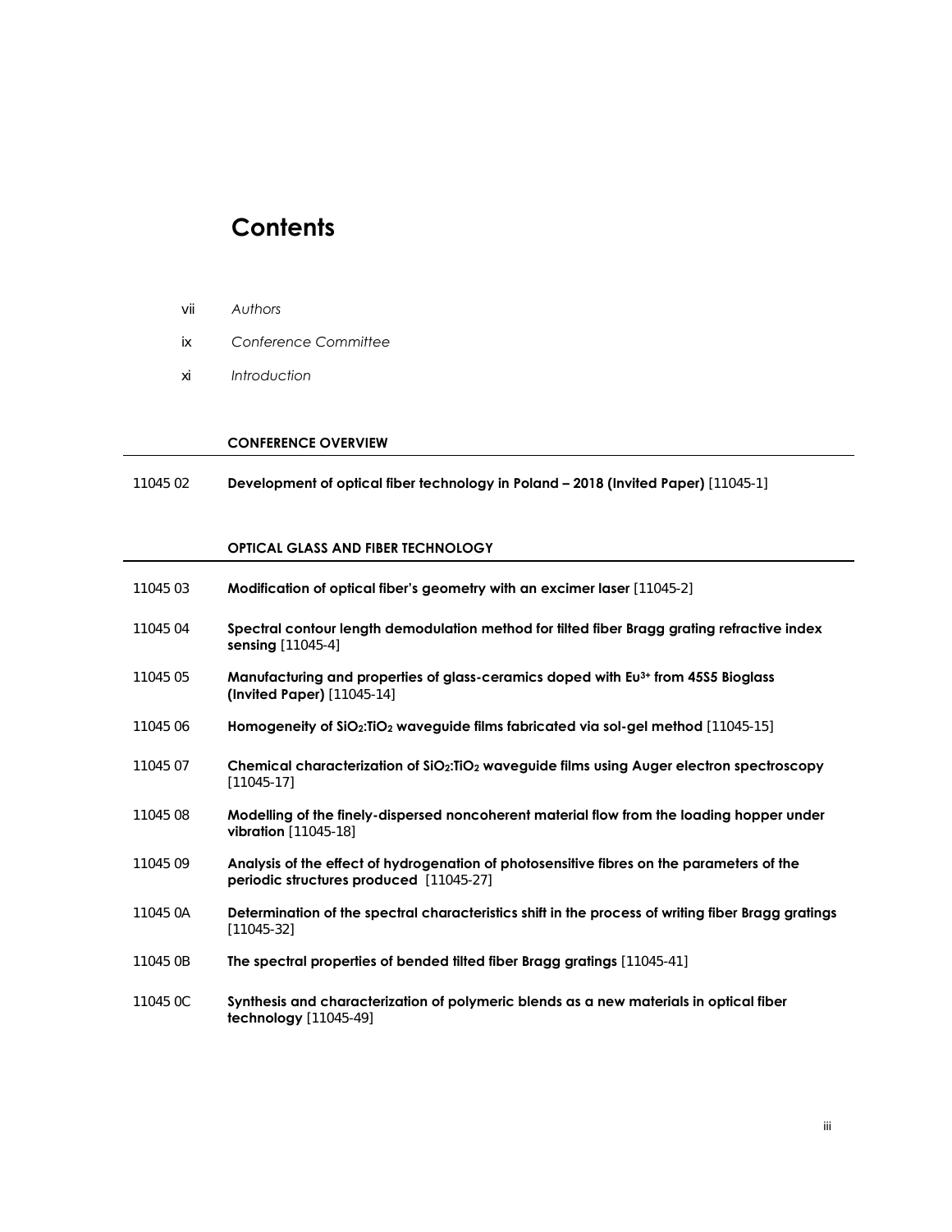# Contents

vii *Authors*

ix *Conference Committee*

xi *Introduction*

## CONFERENCE OVERVIEW

11045 02 **Development of optical fiber technology in Poland – 2018 (Invited Paper)** [11045-1]

## OPTICAL GLASS AND FIBER TECHNOLOGY

11045 03 **Modification of optical fiber's geometry with an excimer laser** [11045-2]

11045 04 **Spectral contour length demodulation method for tilted fiber Bragg grating refractive index sensing** [11045-4]

11045 05 **Manufacturing and properties of glass-ceramics doped with $Eu^{3+}$ from 45S5 Bioglass (Invited Paper)** [11045-14]

11045 06 **Homogeneity of $SiO_2$:$TiO_2$ waveguide films fabricated via sol-gel method** [11045-15]

11045 07 **Chemical characterization of $SiO_2$:$TiO_2$ waveguide films using Auger electron spectroscopy** [11045-17]

11045 08 **Modelling of the finely-dispersed noncoherent material flow from the loading hopper under vibration** [11045-18]

11045 09 **Analysis of the effect of hydrogenation of photosensitive fibres on the parameters of the periodic structures produced** [11045-27]

11045 0A **Determination of the spectral characteristics shift in the process of writing fiber Bragg gratings** [11045-32]

11045 0B **The spectral properties of bended tilted fiber Bragg gratings** [11045-41]

11045 0C **Synthesis and characterization of polymeric blends as a new materials in optical fiber technology** [11045-49]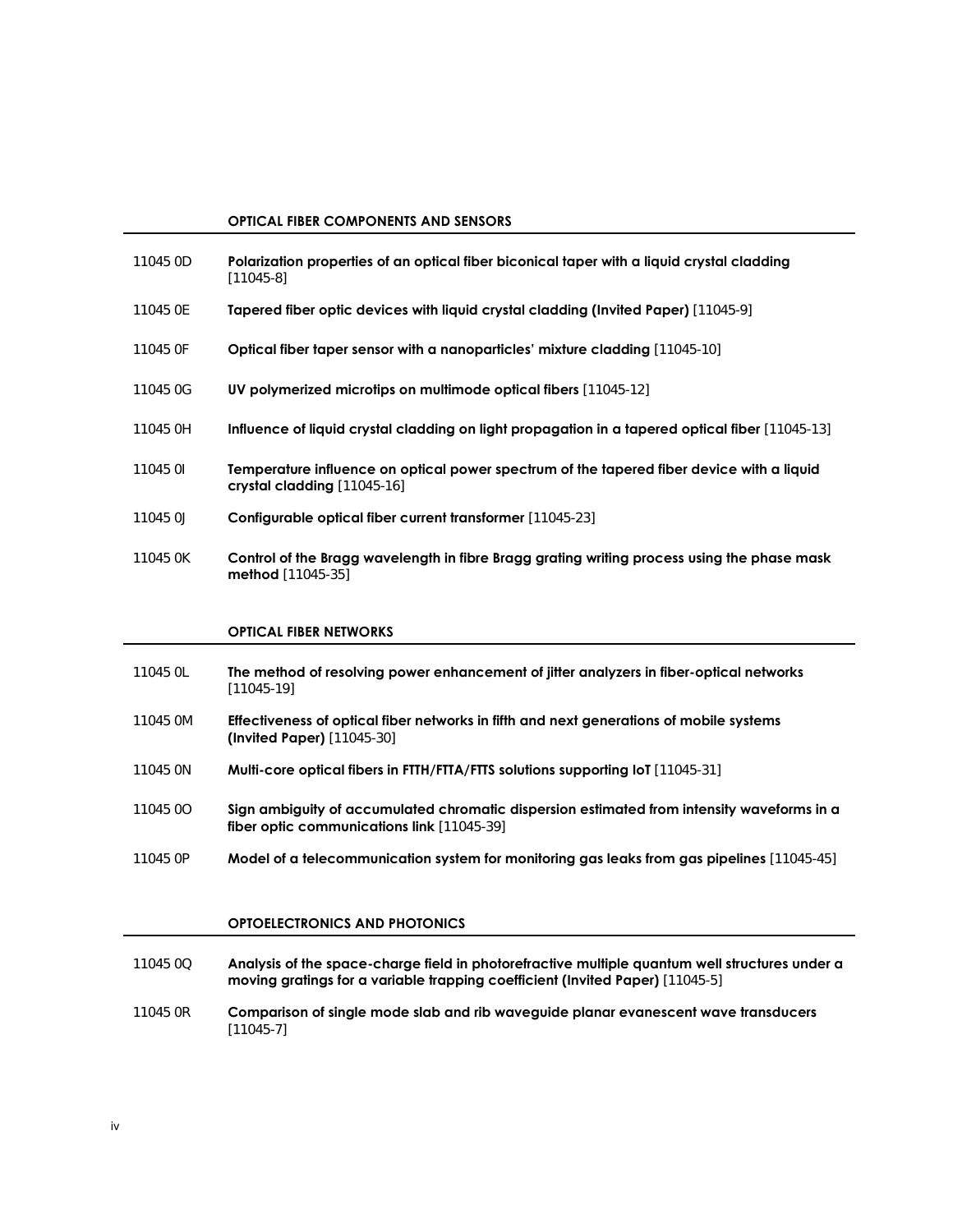## OPTICAL FIBER COMPONENTS AND SENSORS

| | |
|---|---|
| 11045 0D | **Polarization properties of an optical fiber biconical taper with a liquid crystal cladding** [11045-8] |
| 11045 0E | **Tapered fiber optic devices with liquid crystal cladding (Invited Paper)** [11045-9] |
| 11045 0F | **Optical fiber taper sensor with a nanoparticles' mixture cladding** [11045-10] |
| 11045 0G | **UV polymerized microtips on multimode optical fibers** [11045-12] |
| 11045 0H | **Influence of liquid crystal cladding on light propagation in a tapered optical fiber** [11045-13] |
| 11045 0I | **Temperature influence on optical power spectrum of the tapered fiber device with a liquid crystal cladding** [11045-16] |
| 11045 0J | **Configurable optical fiber current transformer** [11045-23] |
| 11045 0K | **Control of the Bragg wavelength in fibre Bragg grating writing process using the phase mask method** [11045-35] |

## OPTICAL FIBER NETWORKS

| | |
|---|---|
| 11045 0L | **The method of resolving power enhancement of jitter analyzers in fiber-optical networks** [11045-19] |
| 11045 0M | **Effectiveness of optical fiber networks in fifth and next generations of mobile systems (Invited Paper)** [11045-30] |
| 11045 0N | **Multi-core optical fibers in FTTH/FTTA/FTTS solutions supporting IoT** [11045-31] |
| 11045 0O | **Sign ambiguity of accumulated chromatic dispersion estimated from intensity waveforms in a fiber optic communications link** [11045-39] |
| 11045 0P | **Model of a telecommunication system for monitoring gas leaks from gas pipelines** [11045-45] |

## OPTOELECTRONICS AND PHOTONICS

| | |
|---|---|
| 11045 0Q | **Analysis of the space-charge field in photorefractive multiple quantum well structures under a moving gratings for a variable trapping coefficient (Invited Paper)** [11045-5] |
| 11045 0R | **Comparison of single mode slab and rib waveguide planar evanescent wave transducers** [11045-7] |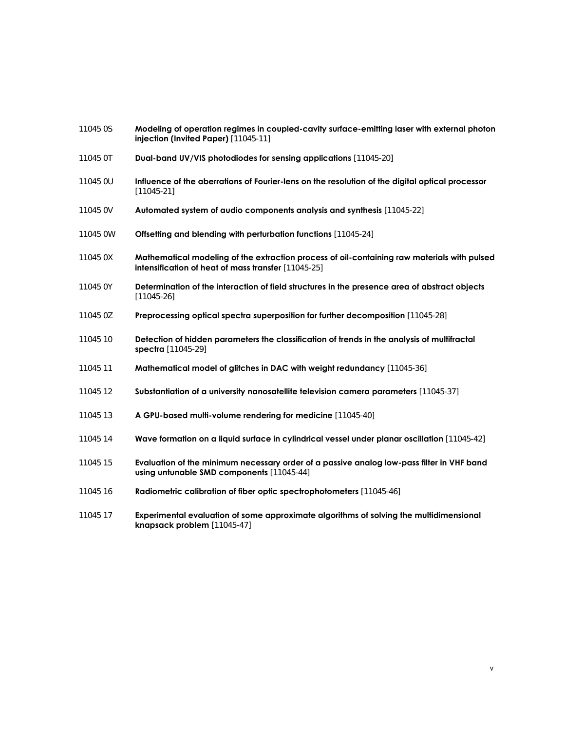11045 0S **Modeling of operation regimes in coupled-cavity surface-emitting laser with external photon injection (Invited Paper)** [11045-11]

11045 0T **Dual-band UV/VIS photodiodes for sensing applications** [11045-20]

11045 0U **Influence of the aberrations of Fourier-lens on the resolution of the digital optical processor** [11045-21]

11045 0V **Automated system of audio components analysis and synthesis** [11045-22]

11045 0W **Offsetting and blending with perturbation functions** [11045-24]

11045 0X **Mathematical modeling of the extraction process of oil-containing raw materials with pulsed intensification of heat of mass transfer** [11045-25]

11045 0Y **Determination of the interaction of field structures in the presence area of abstract objects** [11045-26]

11045 0Z **Preprocessing optical spectra superposition for further decomposition** [11045-28]

11045 10 **Detection of hidden parameters the classification of trends in the analysis of multifractal spectra** [11045-29]

11045 11 **Mathematical model of glitches in DAC with weight redundancy** [11045-36]

11045 12 **Substantiation of a university nanosatellite television camera parameters** [11045-37]

11045 13 **A GPU-based multi-volume rendering for medicine** [11045-40]

11045 14 **Wave formation on a liquid surface in cylindrical vessel under planar oscillation** [11045-42]

11045 15 **Evaluation of the minimum necessary order of a passive analog low-pass filter in VHF band using untunable SMD components** [11045-44]

11045 16 **Radiometric calibration of fiber optic spectrophotometers** [11045-46]

11045 17 **Experimental evaluation of some approximate algorithms of solving the multidimensional knapsack problem** [11045-47]